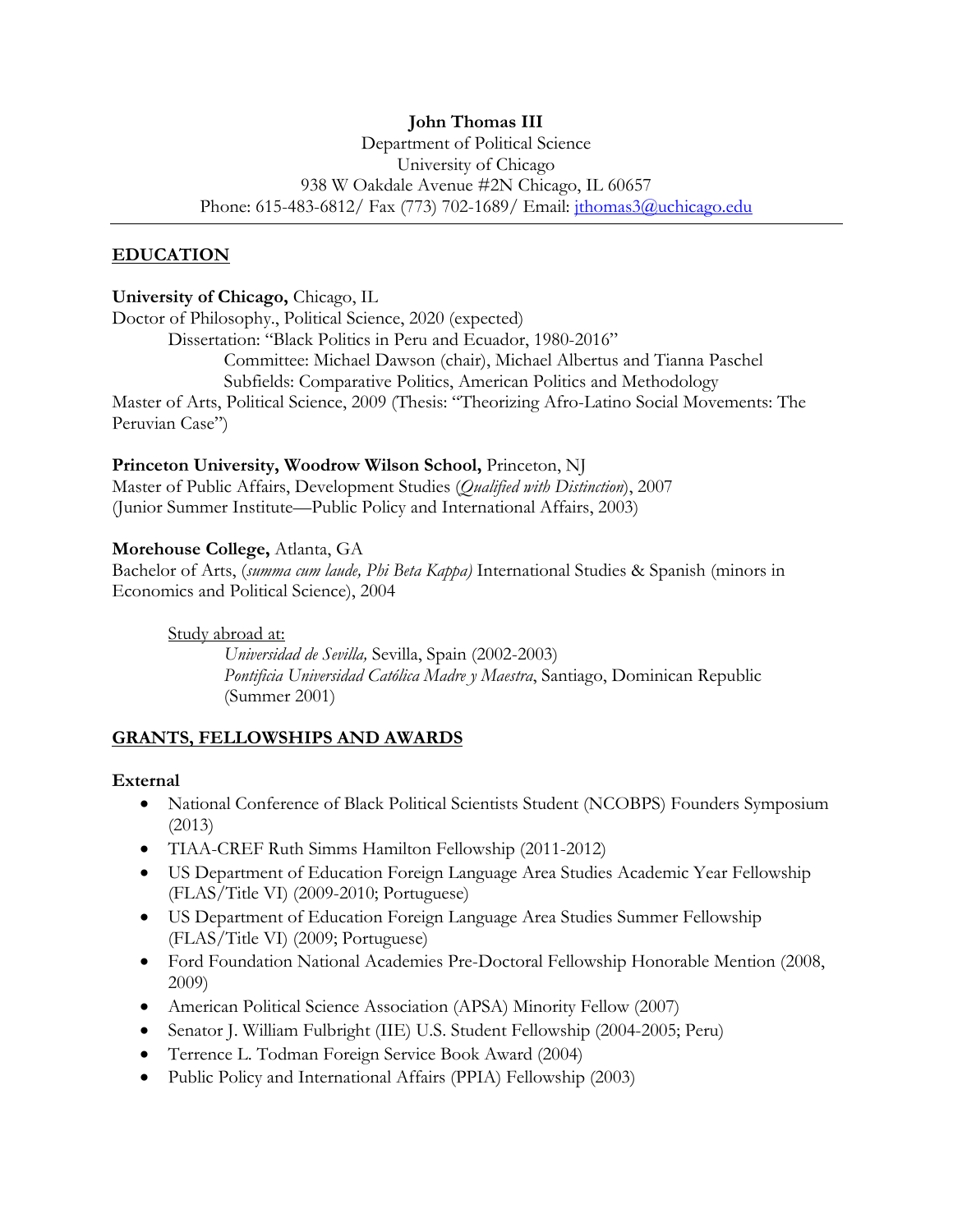**John Thomas III**
Department of Political Science
University of Chicago
938 W Oakdale Avenue #2N Chicago, IL 60657
Phone: 615-483-6812/ Fax (773) 702-1689/ Email: jthomas3@uchicago.edu

---

## EDUCATION

**University of Chicago,** Chicago, IL
Doctor of Philosophy., Political Science, 2020 (expected)
Dissertation: "Black Politics in Peru and Ecuador, 1980-2016"
Committee: Michael Dawson (chair), Michael Albertus and Tianna Paschel
Subfields: Comparative Politics, American Politics and Methodology
Master of Arts, Political Science, 2009 (Thesis: "Theorizing Afro-Latino Social Movements: The Peruvian Case")

**Princeton University, Woodrow Wilson School,** Princeton, NJ
Master of Public Affairs, Development Studies (*Qualified with Distinction*), 2007
(Junior Summer Institute—Public Policy and International Affairs, 2003)

**Morehouse College,** Atlanta, GA
Bachelor of Arts, (*summa cum laude, Phi Beta Kappa)* International Studies & Spanish (minors in Economics and Political Science), 2004

Study abroad at:
*Universidad de Sevilla,* Sevilla, Spain (2002-2003)
*Pontificia Universidad Católica Madre y Maestra*, Santiago, Dominican Republic (Summer 2001)

## GRANTS, FELLOWSHIPS AND AWARDS

**External**

- National Conference of Black Political Scientists Student (NCOBPS) Founders Symposium (2013)
- TIAA-CREF Ruth Simms Hamilton Fellowship (2011-2012)
- US Department of Education Foreign Language Area Studies Academic Year Fellowship (FLAS/Title VI) (2009-2010; Portuguese)
- US Department of Education Foreign Language Area Studies Summer Fellowship (FLAS/Title VI) (2009; Portuguese)
- Ford Foundation National Academies Pre-Doctoral Fellowship Honorable Mention (2008, 2009)
- American Political Science Association (APSA) Minority Fellow (2007)
- Senator J. William Fulbright (IIE) U.S. Student Fellowship (2004-2005; Peru)
- Terrence L. Todman Foreign Service Book Award (2004)
- Public Policy and International Affairs (PPIA) Fellowship (2003)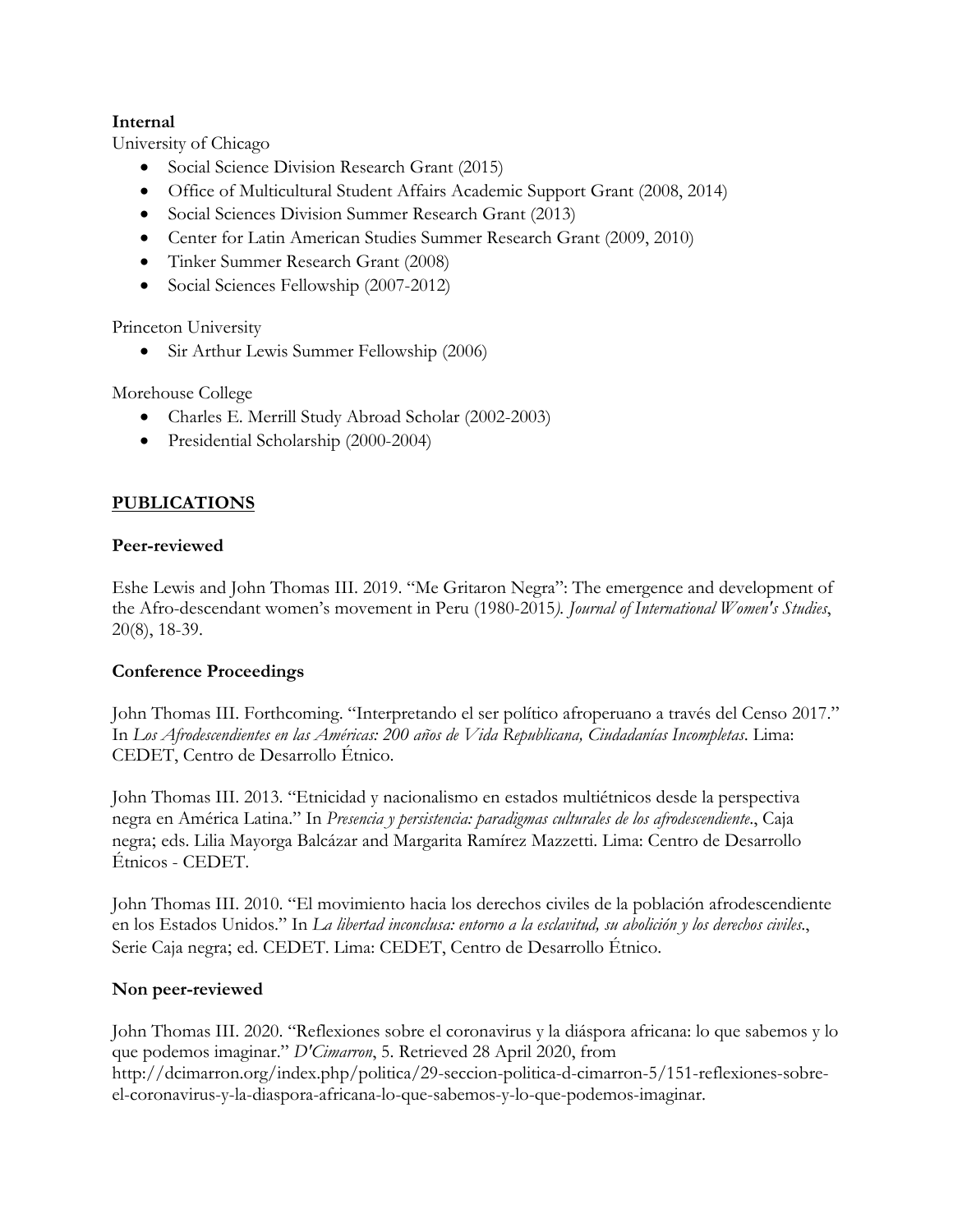**Internal**

University of Chicago

- Social Science Division Research Grant (2015)
- Office of Multicultural Student Affairs Academic Support Grant (2008, 2014)
- Social Sciences Division Summer Research Grant (2013)
- Center for Latin American Studies Summer Research Grant (2009, 2010)
- Tinker Summer Research Grant (2008)
- Social Sciences Fellowship (2007-2012)

Princeton University

- Sir Arthur Lewis Summer Fellowship (2006)

Morehouse College

- Charles E. Merrill Study Abroad Scholar (2002-2003)
- Presidential Scholarship (2000-2004)

## PUBLICATIONS

### Peer-reviewed

Eshe Lewis and John Thomas III. 2019. "Me Gritaron Negra": The emergence and development of the Afro-descendant women's movement in Peru (1980-2015*). Journal of International Women's Studies*, 20(8), 18-39.

### Conference Proceedings

John Thomas III. Forthcoming. "Interpretando el ser político afroperuano a través del Censo 2017." In *Los Afrodescendientes en las Américas: 200 años de Vida Republicana, Ciudadanías Incompletas*. Lima: CEDET, Centro de Desarrollo Étnico.

John Thomas III. 2013. "Etnicidad y nacionalismo en estados multiétnicos desde la perspectiva negra en América Latina." In *Presencia y persistencia: paradigmas culturales de los afrodescendiente*., Caja negra; eds. Lilia Mayorga Balcázar and Margarita Ramírez Mazzetti. Lima: Centro de Desarrollo Étnicos - CEDET.

John Thomas III. 2010. "El movimiento hacia los derechos civiles de la población afrodescendiente en los Estados Unidos." In *La libertad inconclusa: entorno a la esclavitud, su abolición y los derechos civiles*., Serie Caja negra; ed. CEDET. Lima: CEDET, Centro de Desarrollo Étnico.

### Non peer-reviewed

John Thomas III. 2020. "Reflexiones sobre el coronavirus y la diáspora africana: lo que sabemos y lo que podemos imaginar." *D'Cimarron*, 5. Retrieved 28 April 2020, from http://dcimarron.org/index.php/politica/29-seccion-politica-d-cimarron-5/151-reflexiones-sobre-el-coronavirus-y-la-diaspora-africana-lo-que-sabemos-y-lo-que-podemos-imaginar.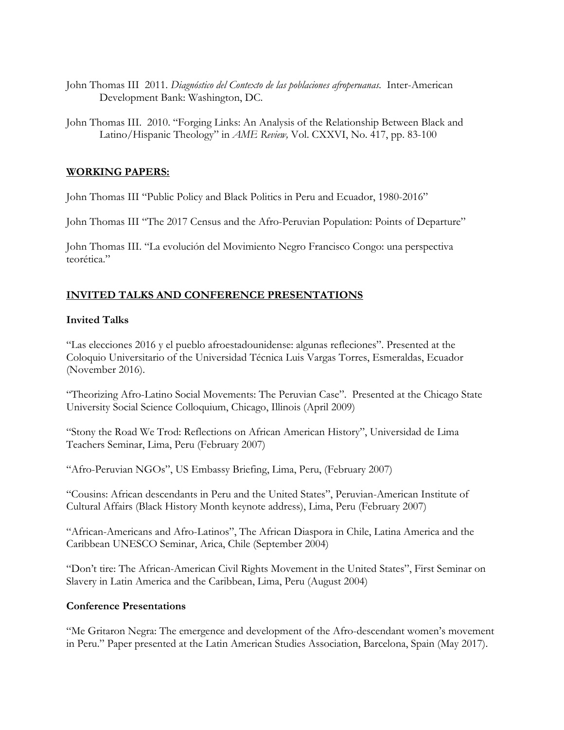John Thomas III 2011. *Diagnóstico del Contexto de las poblaciones afroperuanas*. Inter-American Development Bank: Washington, DC.

John Thomas III. 2010. "Forging Links: An Analysis of the Relationship Between Black and Latino/Hispanic Theology" in *AME Review,* Vol. CXXVI, No. 417, pp. 83-100

## WORKING PAPERS:

John Thomas III "Public Policy and Black Politics in Peru and Ecuador, 1980-2016"

John Thomas III "The 2017 Census and the Afro-Peruvian Population: Points of Departure"

John Thomas III. "La evolución del Movimiento Negro Francisco Congo: una perspectiva teorética."

## INVITED TALKS AND CONFERENCE PRESENTATIONS

### Invited Talks

"Las elecciones 2016 y el pueblo afroestadounidense: algunas refleciones". Presented at the Coloquio Universitario of the Universidad Técnica Luis Vargas Torres, Esmeraldas, Ecuador (November 2016).

"Theorizing Afro-Latino Social Movements: The Peruvian Case". Presented at the Chicago State University Social Science Colloquium, Chicago, Illinois (April 2009)

"Stony the Road We Trod: Reflections on African American History", Universidad de Lima Teachers Seminar, Lima, Peru (February 2007)

"Afro-Peruvian NGOs", US Embassy Briefing, Lima, Peru, (February 2007)

"Cousins: African descendants in Peru and the United States", Peruvian-American Institute of Cultural Affairs (Black History Month keynote address), Lima, Peru (February 2007)

"African-Americans and Afro-Latinos", The African Diaspora in Chile, Latina America and the Caribbean UNESCO Seminar, Arica, Chile (September 2004)

"Don't tire: The African-American Civil Rights Movement in the United States", First Seminar on Slavery in Latin America and the Caribbean, Lima, Peru (August 2004)

### Conference Presentations

"Me Gritaron Negra: The emergence and development of the Afro-descendant women's movement in Peru." Paper presented at the Latin American Studies Association, Barcelona, Spain (May 2017).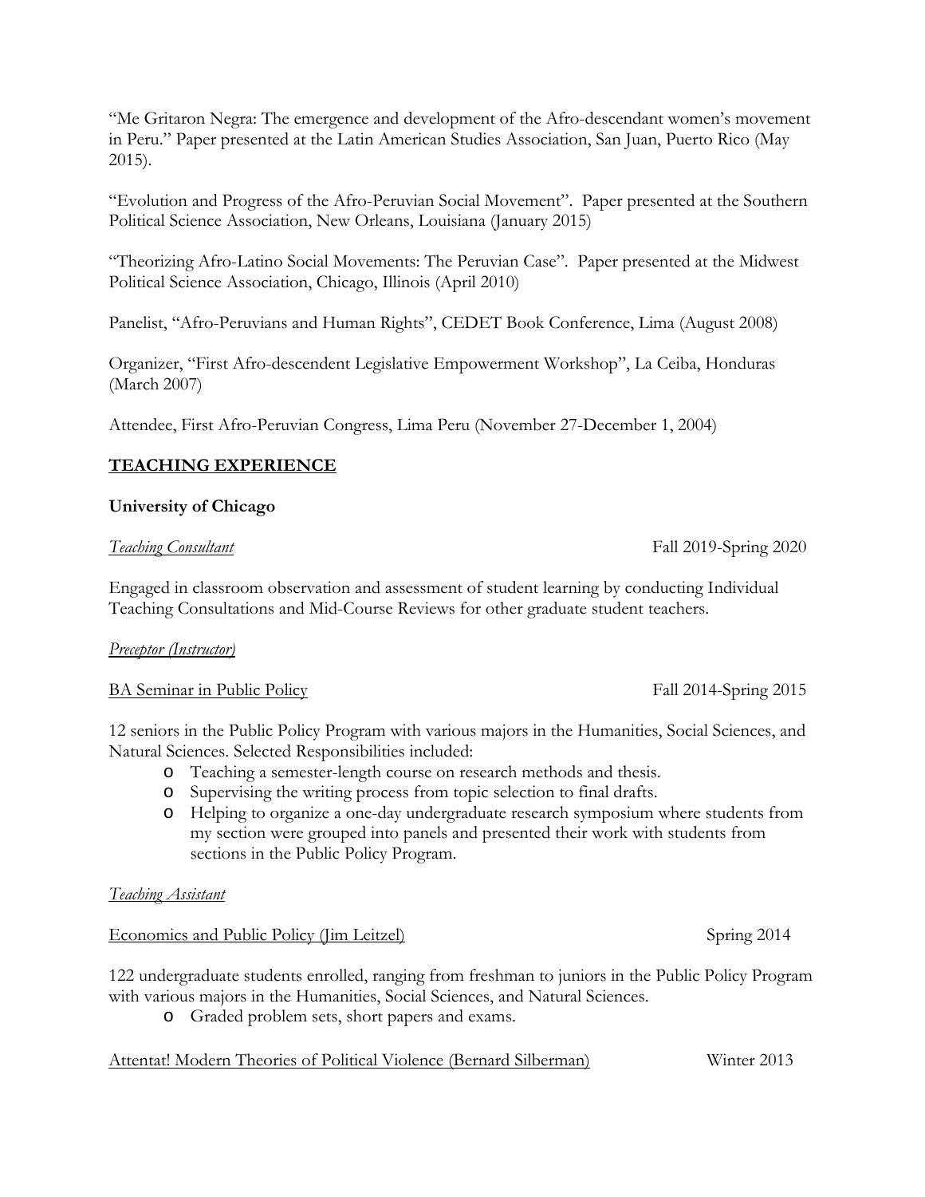"Me Gritaron Negra: The emergence and development of the Afro-descendant women's movement in Peru." Paper presented at the Latin American Studies Association, San Juan, Puerto Rico (May 2015).

"Evolution and Progress of the Afro-Peruvian Social Movement". Paper presented at the Southern Political Science Association, New Orleans, Louisiana (January 2015)

"Theorizing Afro-Latino Social Movements: The Peruvian Case". Paper presented at the Midwest Political Science Association, Chicago, Illinois (April 2010)

Panelist, "Afro-Peruvians and Human Rights", CEDET Book Conference, Lima (August 2008)

Organizer, "First Afro-descendent Legislative Empowerment Workshop", La Ceiba, Honduras (March 2007)

Attendee, First Afro-Peruvian Congress, Lima Peru (November 27-December 1, 2004)

## TEACHING EXPERIENCE

**University of Chicago**

*Teaching Consultant* — Fall 2019-Spring 2020

Engaged in classroom observation and assessment of student learning by conducting Individual Teaching Consultations and Mid-Course Reviews for other graduate student teachers.

*Preceptor (Instructor)*

BA Seminar in Public Policy — Fall 2014-Spring 2015

12 seniors in the Public Policy Program with various majors in the Humanities, Social Sciences, and Natural Sciences. Selected Responsibilities included:

- Teaching a semester-length course on research methods and thesis.
- Supervising the writing process from topic selection to final drafts.
- Helping to organize a one-day undergraduate research symposium where students from my section were grouped into panels and presented their work with students from sections in the Public Policy Program.

*Teaching Assistant*

Economics and Public Policy (Jim Leitzel) — Spring 2014

122 undergraduate students enrolled, ranging from freshman to juniors in the Public Policy Program with various majors in the Humanities, Social Sciences, and Natural Sciences.

- Graded problem sets, short papers and exams.

Attentat! Modern Theories of Political Violence (Bernard Silberman) — Winter 2013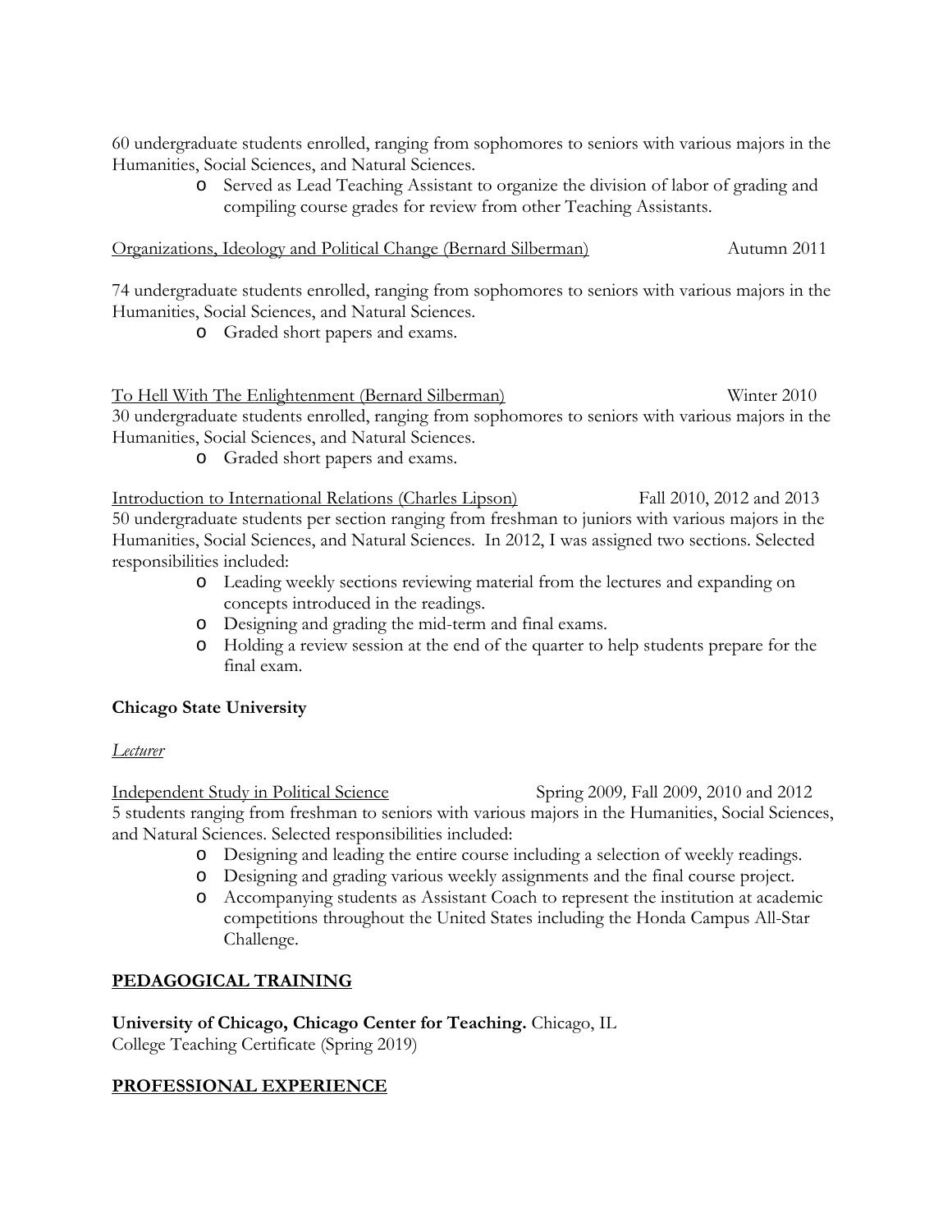60 undergraduate students enrolled, ranging from sophomores to seniors with various majors in the Humanities, Social Sciences, and Natural Sciences.

- Served as Lead Teaching Assistant to organize the division of labor of grading and compiling course grades for review from other Teaching Assistants.

<u>Organizations, Ideology and Political Change (Bernard Silberman)</u> Autumn 2011

74 undergraduate students enrolled, ranging from sophomores to seniors with various majors in the Humanities, Social Sciences, and Natural Sciences.

- Graded short papers and exams.

<u>To Hell With The Enlightenment (Bernard Silberman)</u> Winter 2010

30 undergraduate students enrolled, ranging from sophomores to seniors with various majors in the Humanities, Social Sciences, and Natural Sciences.

- Graded short papers and exams.

<u>Introduction to International Relations (Charles Lipson)</u> Fall 2010, 2012 and 2013

50 undergraduate students per section ranging from freshman to juniors with various majors in the Humanities, Social Sciences, and Natural Sciences. In 2012, I was assigned two sections. Selected responsibilities included:

- Leading weekly sections reviewing material from the lectures and expanding on concepts introduced in the readings.
- Designing and grading the mid-term and final exams.
- Holding a review session at the end of the quarter to help students prepare for the final exam.

**Chicago State University**

*<u>Lecturer</u>*

<u>Independent Study in Political Science</u> Spring 2009, Fall 2009, 2010 and 2012

5 students ranging from freshman to seniors with various majors in the Humanities, Social Sciences, and Natural Sciences. Selected responsibilities included:

- Designing and leading the entire course including a selection of weekly readings.
- Designing and grading various weekly assignments and the final course project.
- Accompanying students as Assistant Coach to represent the institution at academic competitions throughout the United States including the Honda Campus All-Star Challenge.

## PEDAGOGICAL TRAINING

**University of Chicago, Chicago Center for Teaching.** Chicago, IL
College Teaching Certificate (Spring 2019)

## PROFESSIONAL EXPERIENCE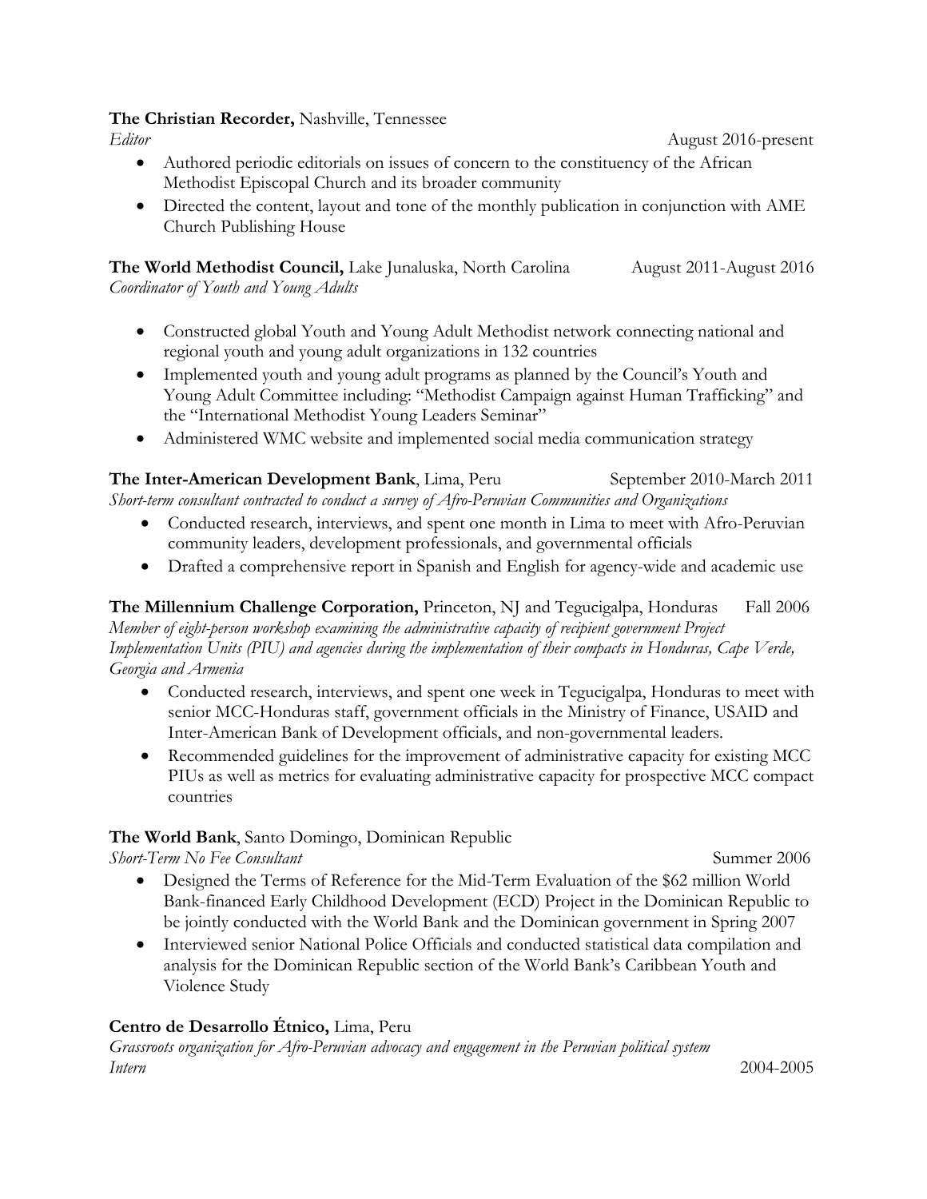**The Christian Recorder,** Nashville, Tennessee

*Editor* August 2016-present

- Authored periodic editorials on issues of concern to the constituency of the African Methodist Episcopal Church and its broader community
- Directed the content, layout and tone of the monthly publication in conjunction with AME Church Publishing House

**The World Methodist Council,** Lake Junaluska, North Carolina August 2011-August 2016

*Coordinator of Youth and Young Adults*

- Constructed global Youth and Young Adult Methodist network connecting national and regional youth and young adult organizations in 132 countries
- Implemented youth and young adult programs as planned by the Council's Youth and Young Adult Committee including: "Methodist Campaign against Human Trafficking" and the "International Methodist Young Leaders Seminar"
- Administered WMC website and implemented social media communication strategy

**The Inter-American Development Bank**, Lima, Peru September 2010-March 2011

*Short-term consultant contracted to conduct a survey of Afro-Peruvian Communities and Organizations*

- Conducted research, interviews, and spent one month in Lima to meet with Afro-Peruvian community leaders, development professionals, and governmental officials
- Drafted a comprehensive report in Spanish and English for agency-wide and academic use

**The Millennium Challenge Corporation,** Princeton, NJ and Tegucigalpa, Honduras Fall 2006

*Member of eight-person workshop examining the administrative capacity of recipient government Project Implementation Units (PIU) and agencies during the implementation of their compacts in Honduras, Cape Verde, Georgia and Armenia*

- Conducted research, interviews, and spent one week in Tegucigalpa, Honduras to meet with senior MCC-Honduras staff, government officials in the Ministry of Finance, USAID and Inter-American Bank of Development officials, and non-governmental leaders.
- Recommended guidelines for the improvement of administrative capacity for existing MCC PIUs as well as metrics for evaluating administrative capacity for prospective MCC compact countries

**The World Bank**, Santo Domingo, Dominican Republic

*Short-Term No Fee Consultant* Summer 2006

- Designed the Terms of Reference for the Mid-Term Evaluation of the $62 million World Bank-financed Early Childhood Development (ECD) Project in the Dominican Republic to be jointly conducted with the World Bank and the Dominican government in Spring 2007
- Interviewed senior National Police Officials and conducted statistical data compilation and analysis for the Dominican Republic section of the World Bank's Caribbean Youth and Violence Study

**Centro de Desarrollo Étnico,** Lima, Peru

*Grassroots organization for Afro-Peruvian advocacy and engagement in the Peruvian political system*

*Intern* 2004-2005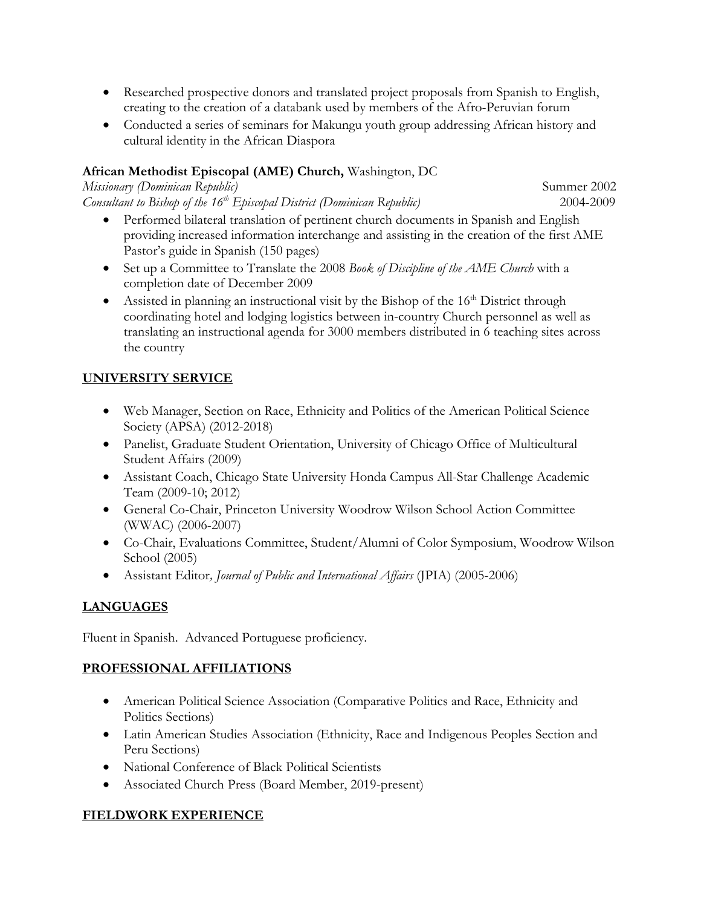- Researched prospective donors and translated project proposals from Spanish to English, creating to the creation of a databank used by members of the Afro-Peruvian forum
- Conducted a series of seminars for Makungu youth group addressing African history and cultural identity in the African Diaspora

**African Methodist Episcopal (AME) Church,** Washington, DC

*Missionary (Dominican Republic)* Summer 2002

*Consultant to Bishop of the 16th Episcopal District (Dominican Republic)* 2004-2009

- Performed bilateral translation of pertinent church documents in Spanish and English providing increased information interchange and assisting in the creation of the first AME Pastor's guide in Spanish (150 pages)
- Set up a Committee to Translate the 2008 *Book of Discipline of the AME Church* with a completion date of December 2009
- Assisted in planning an instructional visit by the Bishop of the 16th District through coordinating hotel and lodging logistics between in-country Church personnel as well as translating an instructional agenda for 3000 members distributed in 6 teaching sites across the country

## UNIVERSITY SERVICE

- Web Manager, Section on Race, Ethnicity and Politics of the American Political Science Society (APSA) (2012-2018)
- Panelist, Graduate Student Orientation, University of Chicago Office of Multicultural Student Affairs (2009)
- Assistant Coach, Chicago State University Honda Campus All-Star Challenge Academic Team (2009-10; 2012)
- General Co-Chair, Princeton University Woodrow Wilson School Action Committee (WWAC) (2006-2007)
- Co-Chair, Evaluations Committee, Student/Alumni of Color Symposium, Woodrow Wilson School (2005)
- Assistant Editor*, Journal of Public and International Affairs* (JPIA) (2005-2006)

## LANGUAGES

Fluent in Spanish. Advanced Portuguese proficiency.

## PROFESSIONAL AFFILIATIONS

- American Political Science Association (Comparative Politics and Race, Ethnicity and Politics Sections)
- Latin American Studies Association (Ethnicity, Race and Indigenous Peoples Section and Peru Sections)
- National Conference of Black Political Scientists
- Associated Church Press (Board Member, 2019-present)

## FIELDWORK EXPERIENCE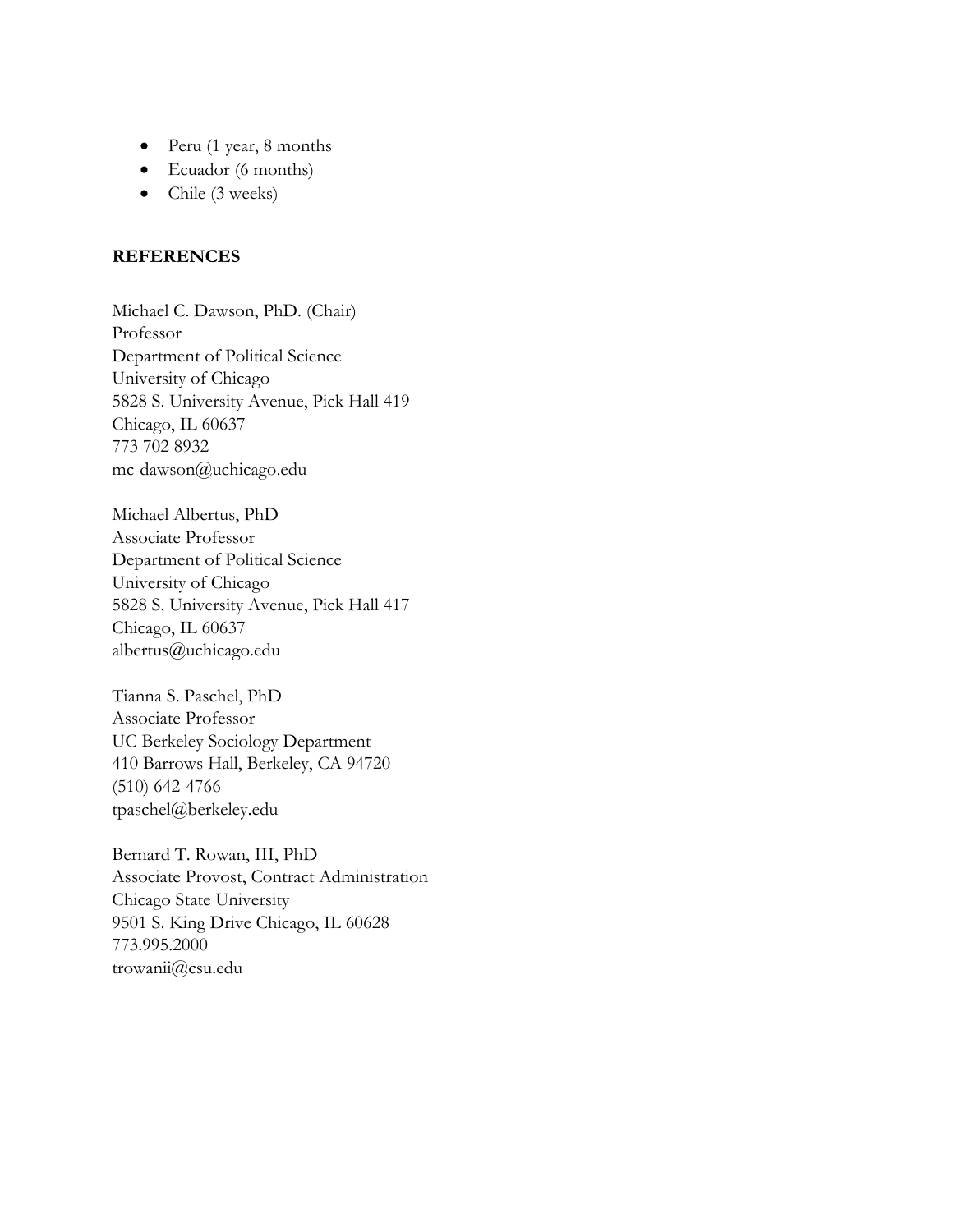- Peru (1 year, 8 months
- Ecuador (6 months)
- Chile (3 weeks)

## REFERENCES

Michael C. Dawson, PhD. (Chair)
Professor
Department of Political Science
University of Chicago
5828 S. University Avenue, Pick Hall 419
Chicago, IL 60637
773 702 8932
mc-dawson@uchicago.edu

Michael Albertus, PhD
Associate Professor
Department of Political Science
University of Chicago
5828 S. University Avenue, Pick Hall 417
Chicago, IL 60637
albertus@uchicago.edu

Tianna S. Paschel, PhD
Associate Professor
UC Berkeley Sociology Department
410 Barrows Hall, Berkeley, CA 94720
(510) 642-4766
tpaschel@berkeley.edu

Bernard T. Rowan, III, PhD
Associate Provost, Contract Administration
Chicago State University
9501 S. King Drive Chicago, IL 60628
773.995.2000
trowanii@csu.edu